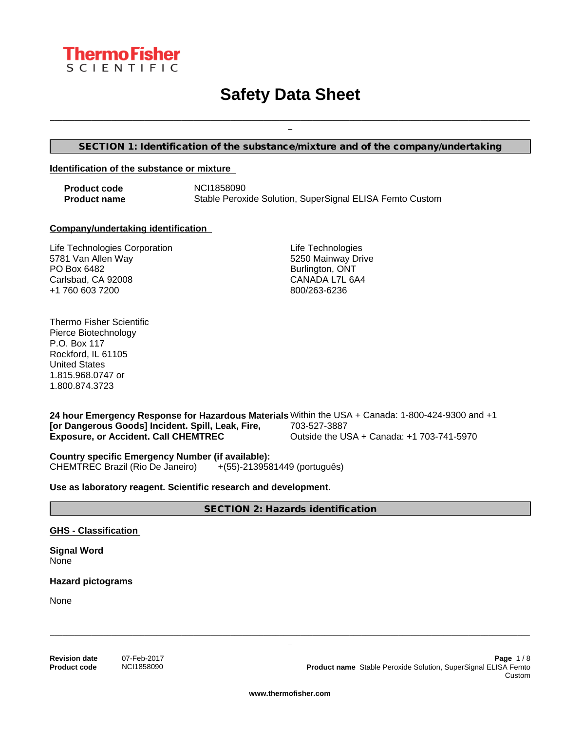# Safety Data Sheet

## SECTION 1: Identification of the substance/mixture and of the company/undertaking

### Identification of the substance or mixture

| | |
|---|---|
| **Product code** | NCI1858090 |
| **Product name** | Stable Peroxide Solution, SuperSignal ELISA Femto Custom |

### Company/undertaking identification

Life Technologies Corporation
5781 Van Allen Way
PO Box 6482
Carlsbad, CA 92008
+1 760 603 7200

Life Technologies
5250 Mainway Drive
Burlington, ONT
CANADA L7L 6A4
800/263-6236

Thermo Fisher Scientific
Pierce Biotechnology
P.O. Box 117
Rockford, IL 61105
United States
1.815.968.0747 or
1.800.874.3723

**24 hour Emergency Response for Hazardous Materials [or Dangerous Goods] Incident. Spill, Leak, Fire, Exposure, or Accident. Call CHEMTREC**
Within the USA + Canada: 1-800-424-9300 and +1 703-527-3887
Outside the USA + Canada: +1 703-741-5970

**Country specific Emergency Number (if available):**
CHEMTREC Brazil (Rio De Janeiro) +(55)-2139581449 (português)

**Use as laboratory reagent. Scientific research and development.**

## SECTION 2: Hazards identification

### GHS - Classification

**Signal Word**
None

**Hazard pictograms**

None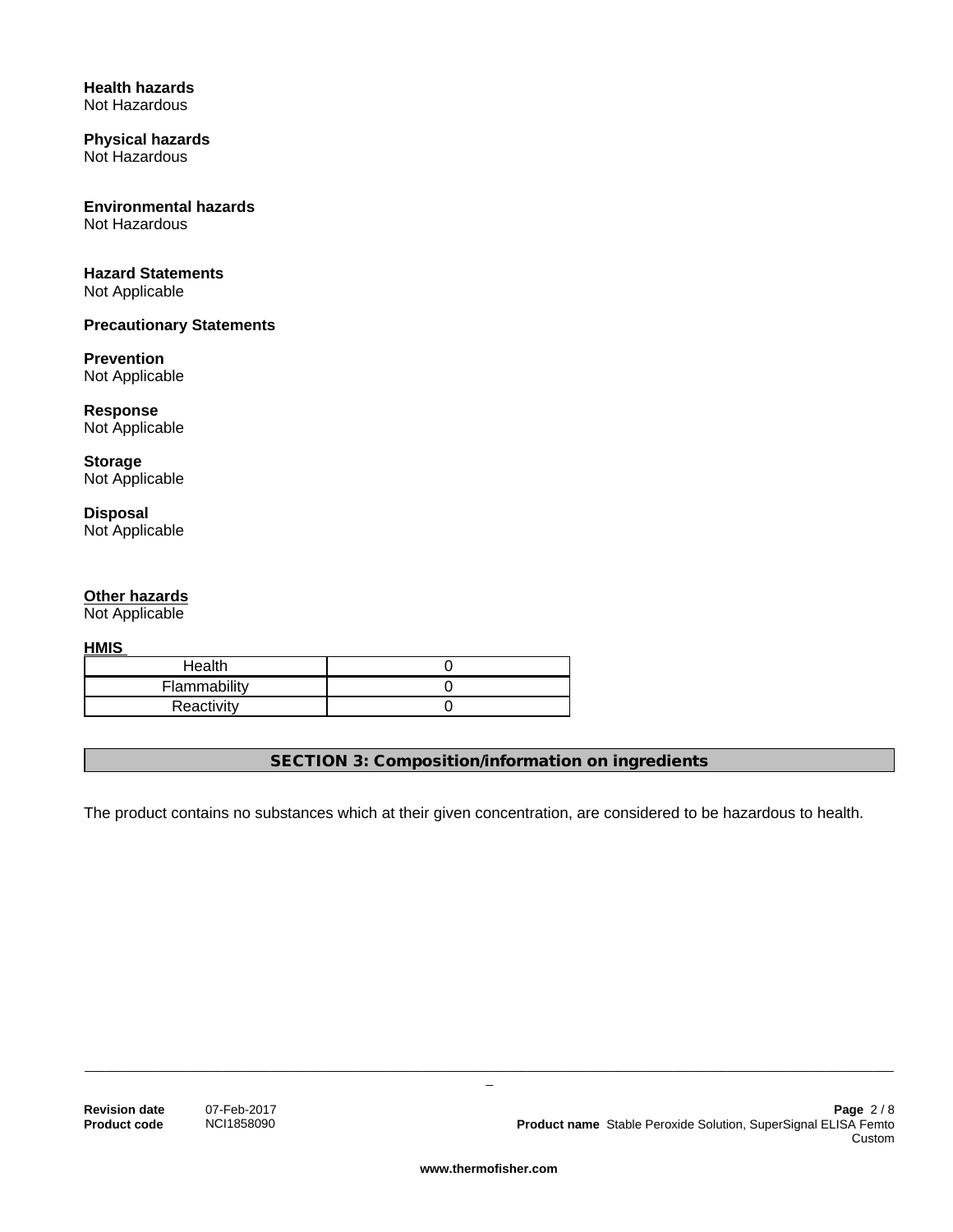**Health hazards**
Not Hazardous

**Physical hazards**
Not Hazardous

**Environmental hazards**
Not Hazardous

**Hazard Statements**
Not Applicable

**Precautionary Statements**

**Prevention**
Not Applicable

**Response**
Not Applicable

**Storage**
Not Applicable

**Disposal**
Not Applicable

**Other hazards**
Not Applicable

**HMIS**

| Health | 0 |
|---|---|
| Flammability | 0 |
| Reactivity | 0 |

## SECTION 3: Composition/information on ingredients

The product contains no substances which at their given concentration, are considered to be hazardous to health.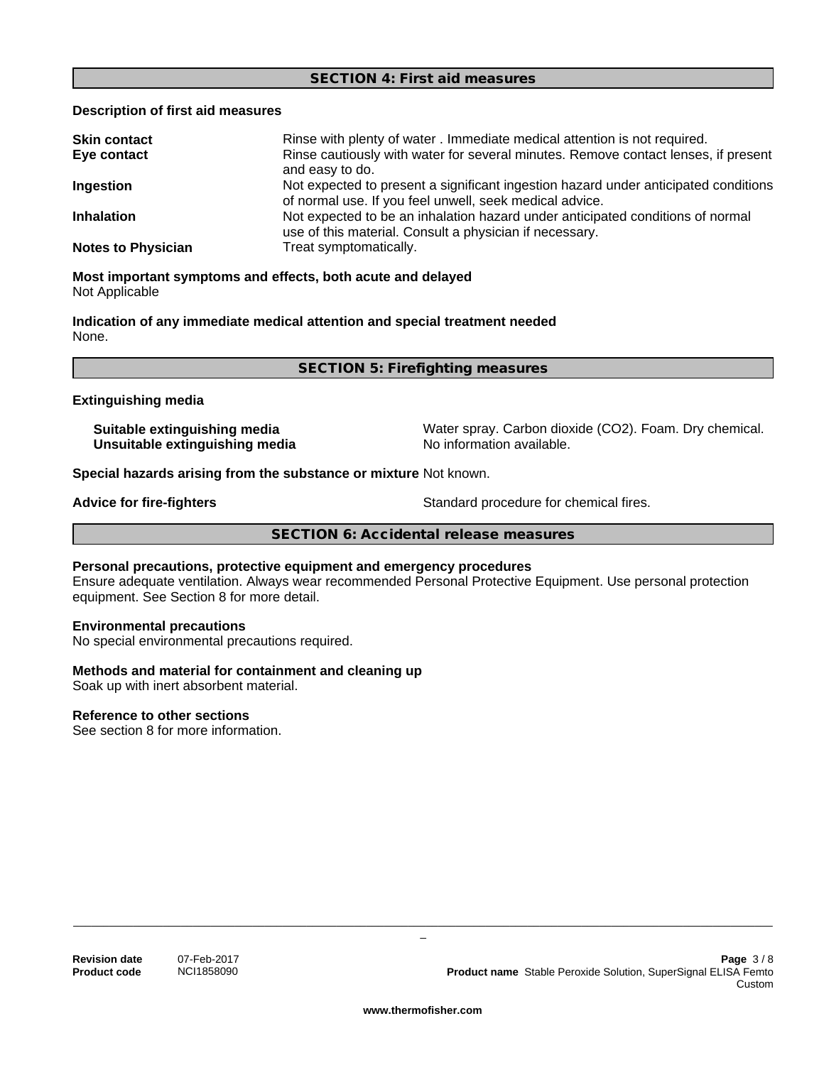## SECTION 4: First aid measures

### Description of first aid measures

| | |
|---|---|
| **Skin contact** | Rinse with plenty of water . Immediate medical attention is not required. |
| **Eye contact** | Rinse cautiously with water for several minutes. Remove contact lenses, if present and easy to do. |
| **Ingestion** | Not expected to present a significant ingestion hazard under anticipated conditions of normal use. If you feel unwell, seek medical advice. |
| **Inhalation** | Not expected to be an inhalation hazard under anticipated conditions of normal use of this material. Consult a physician if necessary. |
| **Notes to Physician** | Treat symptomatically. |

**Most important symptoms and effects, both acute and delayed**
Not Applicable

**Indication of any immediate medical attention and special treatment needed**
None.

## SECTION 5: Firefighting measures

### Extinguishing media

| | |
|---|---|
| **Suitable extinguishing media** | Water spray. Carbon dioxide ($CO_2$). Foam. Dry chemical. |
| **Unsuitable extinguishing media** | No information available. |

**Special hazards arising from the substance or mixture** Not known.

**Advice for fire-fighters** Standard procedure for chemical fires.

## SECTION 6: Accidental release measures

**Personal precautions, protective equipment and emergency procedures**
Ensure adequate ventilation. Always wear recommended Personal Protective Equipment. Use personal protection equipment. See Section 8 for more detail.

**Environmental precautions**
No special environmental precautions required.

**Methods and material for containment and cleaning up**
Soak up with inert absorbent material.

**Reference to other sections**
See section 8 for more information.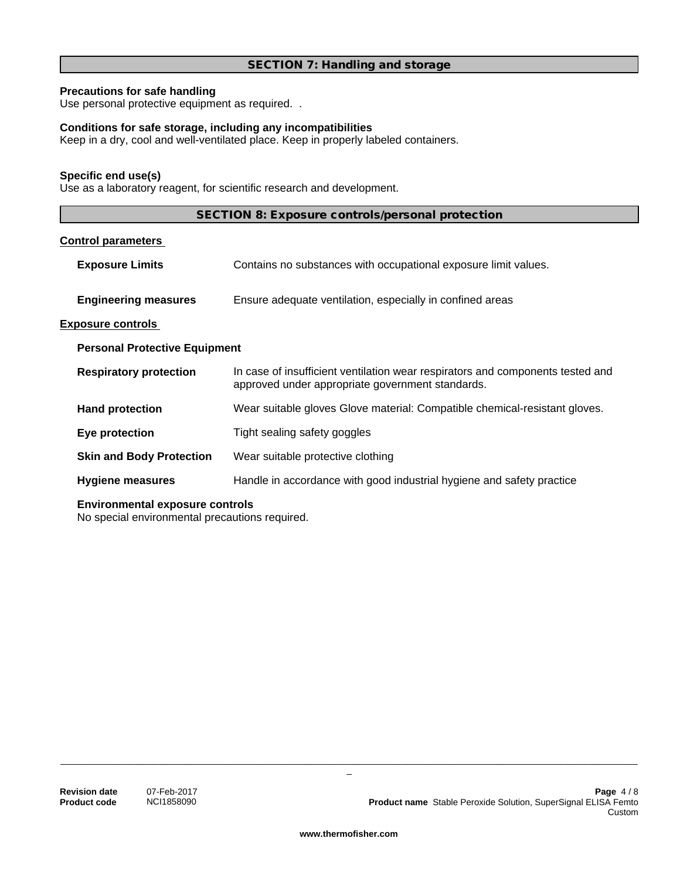## SECTION 7: Handling and storage

**Precautions for safe handling**
Use personal protective equipment as required. .

**Conditions for safe storage, including any incompatibilities**
Keep in a dry, cool and well-ventilated place. Keep in properly labeled containers.

**Specific end use(s)**
Use as a laboratory reagent, for scientific research and development.

## SECTION 8: Exposure controls/personal protection

**Control parameters**

**Exposure Limits** Contains no substances with occupational exposure limit values.

**Engineering measures** Ensure adequate ventilation, especially in confined areas

**Exposure controls**

**Personal Protective Equipment**

**Respiratory protection** In case of insufficient ventilation wear respirators and components tested and approved under appropriate government standards.

**Hand protection** Wear suitable gloves Glove material: Compatible chemical-resistant gloves.

**Eye protection** Tight sealing safety goggles

**Skin and Body Protection** Wear suitable protective clothing

**Hygiene measures** Handle in accordance with good industrial hygiene and safety practice

**Environmental exposure controls**
No special environmental precautions required.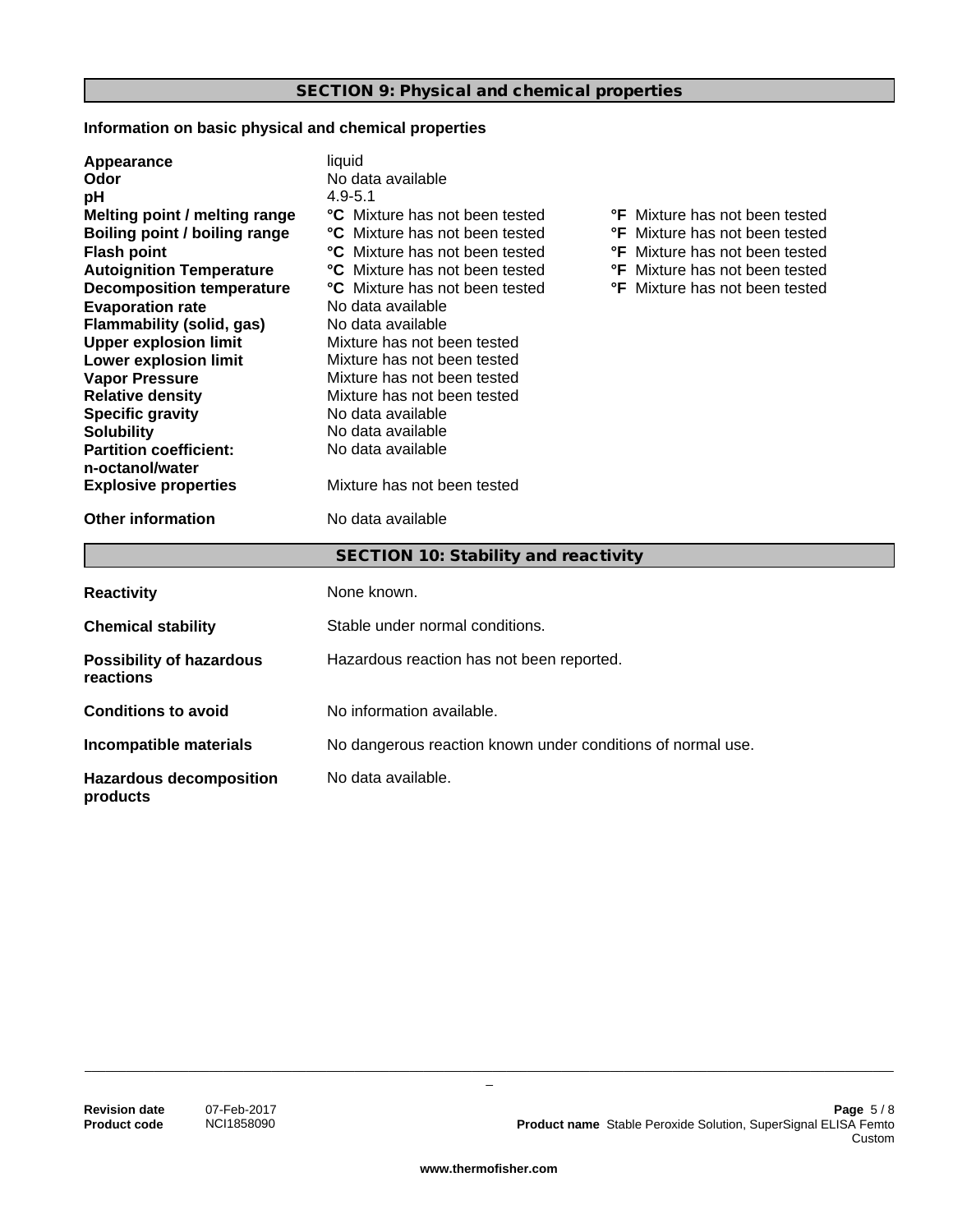## SECTION 9: Physical and chemical properties

**Information on basic physical and chemical properties**

| Property | Value (°C) | Value (°F) |
|---|---|---|
| **Appearance** | liquid | |
| **Odor** | No data available | |
| **pH** | 4.9-5.1 | |
| **Melting point / melting range** | **°C** Mixture has not been tested | **°F** Mixture has not been tested |
| **Boiling point / boiling range** | **°C** Mixture has not been tested | **°F** Mixture has not been tested |
| **Flash point** | **°C** Mixture has not been tested | **°F** Mixture has not been tested |
| **Autoignition Temperature** | **°C** Mixture has not been tested | **°F** Mixture has not been tested |
| **Decomposition temperature** | **°C** Mixture has not been tested | **°F** Mixture has not been tested |
| **Evaporation rate** | No data available | |
| **Flammability (solid, gas)** | No data available | |
| **Upper explosion limit** | Mixture has not been tested | |
| **Lower explosion limit** | Mixture has not been tested | |
| **Vapor Pressure** | Mixture has not been tested | |
| **Relative density** | Mixture has not been tested | |
| **Specific gravity** | No data available | |
| **Solubility** | No data available | |
| **Partition coefficient: n-octanol/water** | No data available | |
| **Explosive properties** | Mixture has not been tested | |
| **Other information** | No data available | |

## SECTION 10: Stability and reactivity

**Reactivity**: None known.

**Chemical stability**: Stable under normal conditions.

**Possibility of hazardous reactions**: Hazardous reaction has not been reported.

**Conditions to avoid**: No information available.

**Incompatible materials**: No dangerous reaction known under conditions of normal use.

**Hazardous decomposition products**: No data available.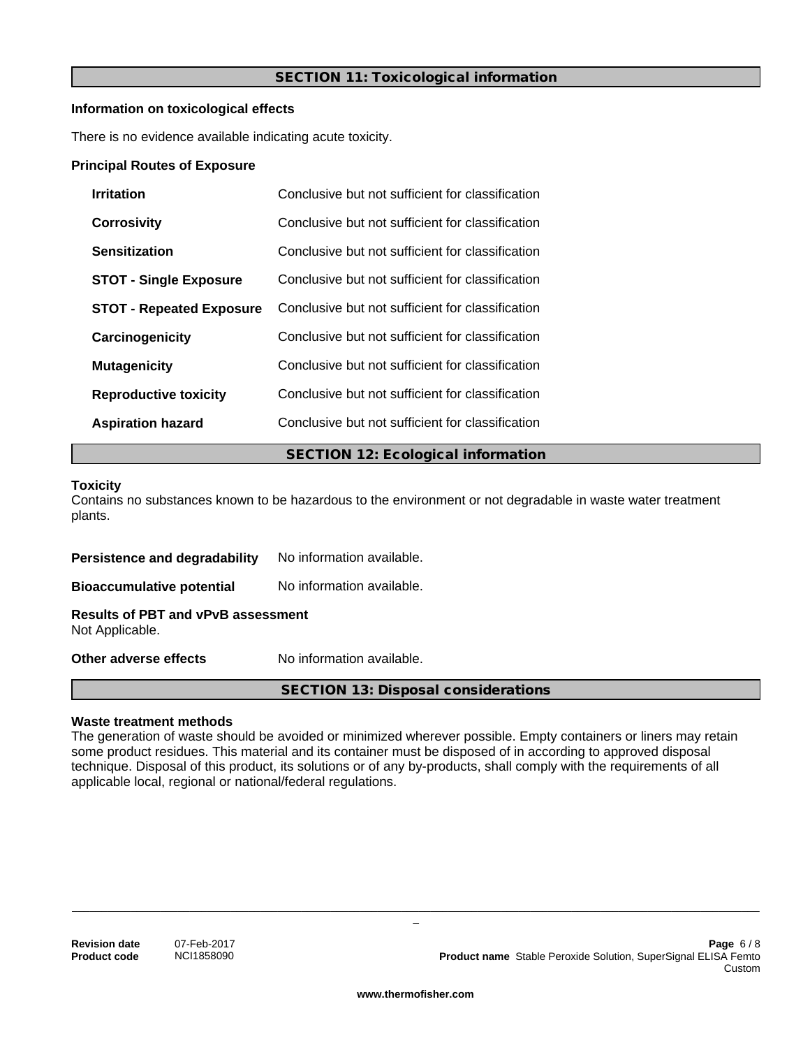## SECTION 11: Toxicological information

**Information on toxicological effects**

There is no evidence available indicating acute toxicity.

**Principal Routes of Exposure**

| | |
|---|---|
| **Irritation** | Conclusive but not sufficient for classification |
| **Corrosivity** | Conclusive but not sufficient for classification |
| **Sensitization** | Conclusive but not sufficient for classification |
| **STOT - Single Exposure** | Conclusive but not sufficient for classification |
| **STOT - Repeated Exposure** | Conclusive but not sufficient for classification |
| **Carcinogenicity** | Conclusive but not sufficient for classification |
| **Mutagenicity** | Conclusive but not sufficient for classification |
| **Reproductive toxicity** | Conclusive but not sufficient for classification |
| **Aspiration hazard** | Conclusive but not sufficient for classification |

## SECTION 12: Ecological information

**Toxicity**
Contains no substances known to be hazardous to the environment or not degradable in waste water treatment plants.

**Persistence and degradability** No information available.

**Bioaccumulative potential** No information available.

**Results of PBT and vPvB assessment**
Not Applicable.

**Other adverse effects** No information available.

## SECTION 13: Disposal considerations

**Waste treatment methods**
The generation of waste should be avoided or minimized wherever possible. Empty containers or liners may retain some product residues. This material and its container must be disposed of in according to approved disposal technique. Disposal of this product, its solutions or of any by-products, shall comply with the requirements of all applicable local, regional or national/federal regulations.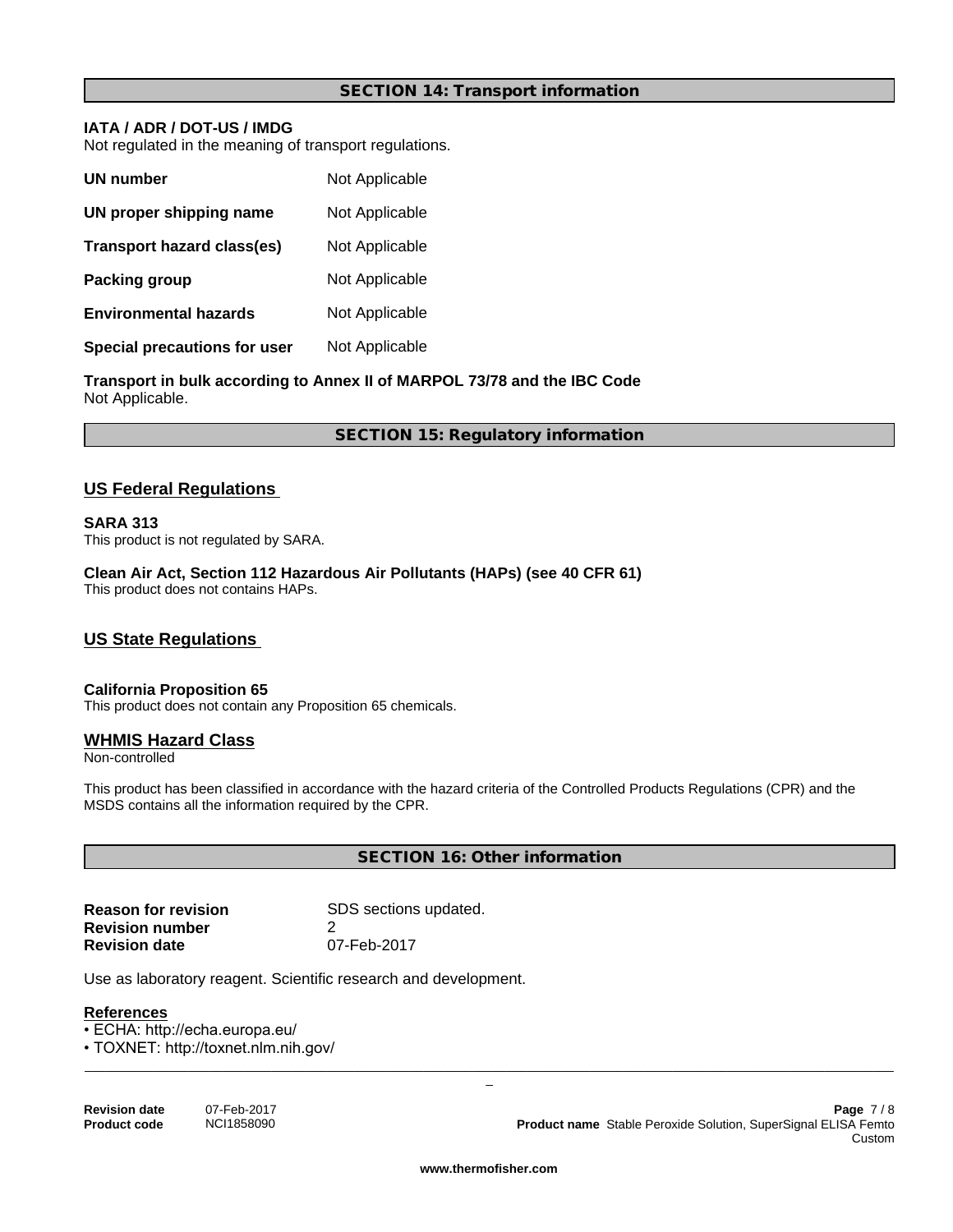## SECTION 14: Transport information

**IATA / ADR / DOT-US / IMDG**
Not regulated in the meaning of transport regulations.

| | |
|---|---|
| **UN number** | Not Applicable |
| **UN proper shipping name** | Not Applicable |
| **Transport hazard class(es)** | Not Applicable |
| **Packing group** | Not Applicable |
| **Environmental hazards** | Not Applicable |
| **Special precautions for user** | Not Applicable |

**Transport in bulk according to Annex II of MARPOL 73/78 and the IBC Code**
Not Applicable.

## SECTION 15: Regulatory information

### US Federal Regulations

**SARA 313**
This product is not regulated by SARA.

**Clean Air Act, Section 112 Hazardous Air Pollutants (HAPs) (see 40 CFR 61)**
This product does not contains HAPs.

### US State Regulations

**California Proposition 65**
This product does not contain any Proposition 65 chemicals.

### WHMIS Hazard Class

Non-controlled

This product has been classified in accordance with the hazard criteria of the Controlled Products Regulations (CPR) and the MSDS contains all the information required by the CPR.

## SECTION 16: Other information

| | |
|---|---|
| **Reason for revision** | SDS sections updated. |
| **Revision number** | 2 |
| **Revision date** | 07-Feb-2017 |

Use as laboratory reagent. Scientific research and development.

**References**

- ECHA: http://echa.europa.eu/
- TOXNET: http://toxnet.nlm.nih.gov/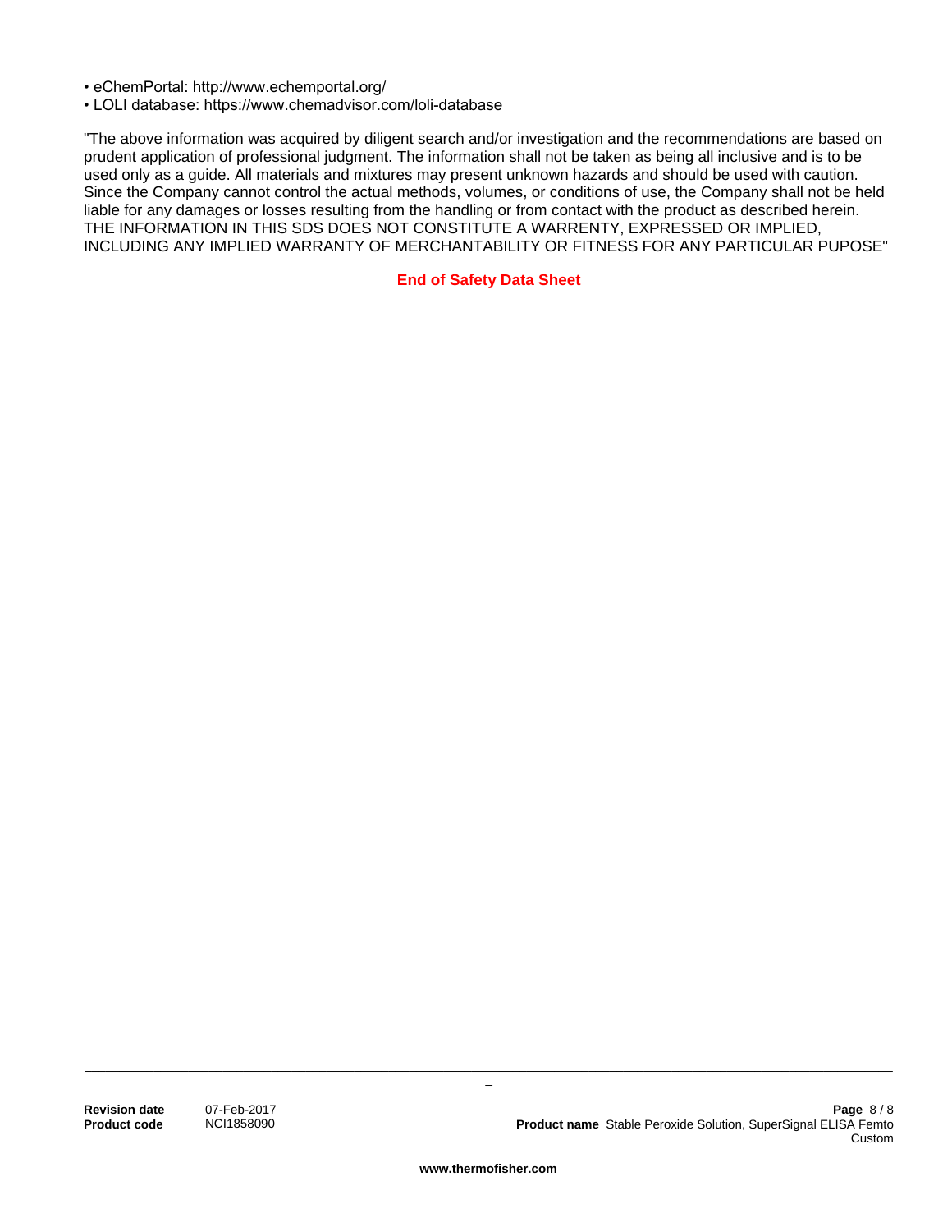- eChemPortal: http://www.echemportal.org/
- LOLI database: https://www.chemadvisor.com/loli-database

"The above information was acquired by diligent search and/or investigation and the recommendations are based on prudent application of professional judgment. The information shall not be taken as being all inclusive and is to be used only as a guide. All materials and mixtures may present unknown hazards and should be used with caution. Since the Company cannot control the actual methods, volumes, or conditions of use, the Company shall not be held liable for any damages or losses resulting from the handling or from contact with the product as described herein. THE INFORMATION IN THIS SDS DOES NOT CONSTITUTE A WARRENTY, EXPRESSED OR IMPLIED, INCLUDING ANY IMPLIED WARRANTY OF MERCHANTABILITY OR FITNESS FOR ANY PARTICULAR PUPOSE"

**End of Safety Data Sheet**